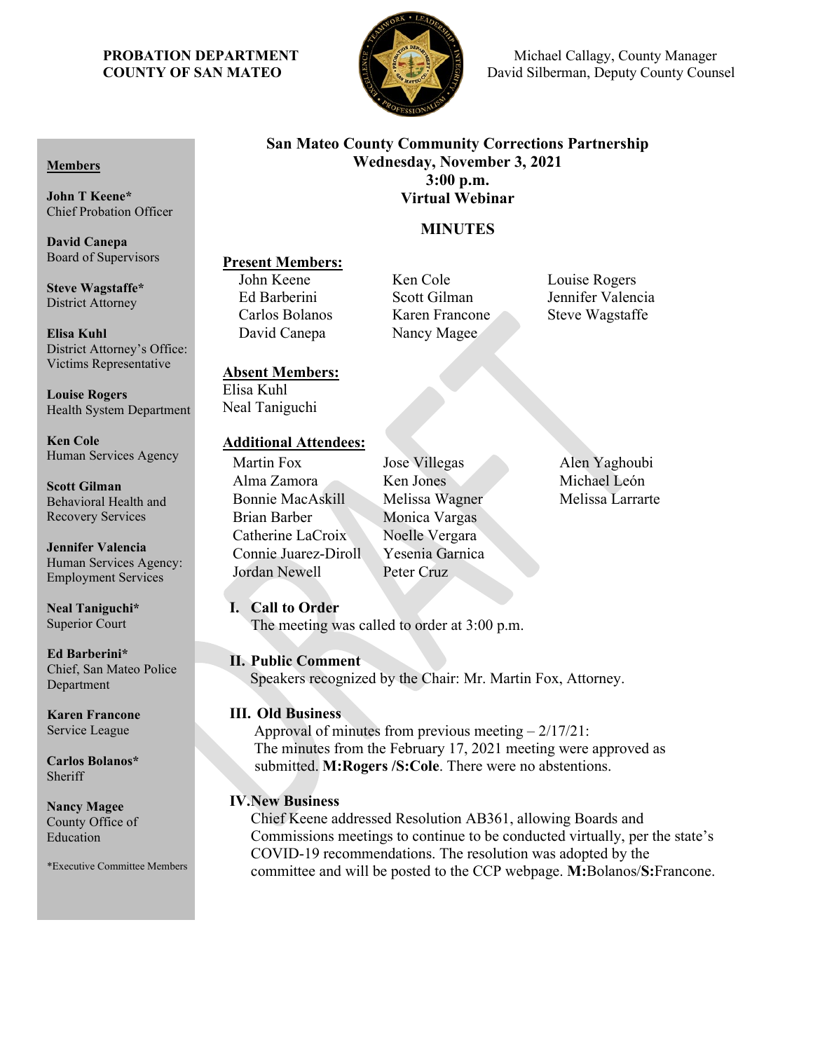**PROBATION DEPARTMENT**
**COUNTY OF SAN MATEO**

Michael Callagy, County Manager
David Silberman, Deputy County Counsel

**Members**

**John T Keene***
Chief Probation Officer

**David Canepa**
Board of Supervisors

**Steve Wagstaffe***
District Attorney

**Elisa Kuhl**
District Attorney's Office: Victims Representative

**Louise Rogers**
Health System Department

**Ken Cole**
Human Services Agency

**Scott Gilman**
Behavioral Health and Recovery Services

**Jennifer Valencia**
Human Services Agency: Employment Services

**Neal Taniguchi***
Superior Court

**Ed Barberini***
Chief, San Mateo Police Department

**Karen Francone**
Service League

**Carlos Bolanos***
Sheriff

**Nancy Magee**
County Office of Education

*Executive Committee Members

# San Mateo County Community Corrections Partnership
## Wednesday, November 3, 2021
## 3:00 p.m.
## Virtual Webinar

## MINUTES

**Present Members:**

John Keene
Ed Barberini
Carlos Bolanos
David Canepa
Ken Cole
Scott Gilman
Karen Francone
Nancy Magee
Louise Rogers
Jennifer Valencia
Steve Wagstaffe

**Absent Members:**

Elisa Kuhl
Neal Taniguchi

**Additional Attendees:**

Martin Fox
Alma Zamora
Bonnie MacAskill
Brian Barber
Catherine LaCroix
Connie Juarez-Diroll
Jordan Newell
Jose Villegas
Ken Jones
Melissa Wagner
Monica Vargas
Noelle Vergara
Yesenia Garnica
Peter Cruz
Alen Yaghoubi
Michael León
Melissa Larrarte

**I. Call to Order**

The meeting was called to order at 3:00 p.m.

**II. Public Comment**

Speakers recognized by the Chair: Mr. Martin Fox, Attorney.

**III. Old Business**

Approval of minutes from previous meeting – 2/17/21:
The minutes from the February 17, 2021 meeting were approved as submitted. **M:Rogers /S:Cole**. There were no abstentions.

**IV. New Business**

Chief Keene addressed Resolution AB361, allowing Boards and Commissions meetings to continue to be conducted virtually, per the state's COVID-19 recommendations. The resolution was adopted by the committee and will be posted to the CCP webpage. **M:**Bolanos/**S:**Francone.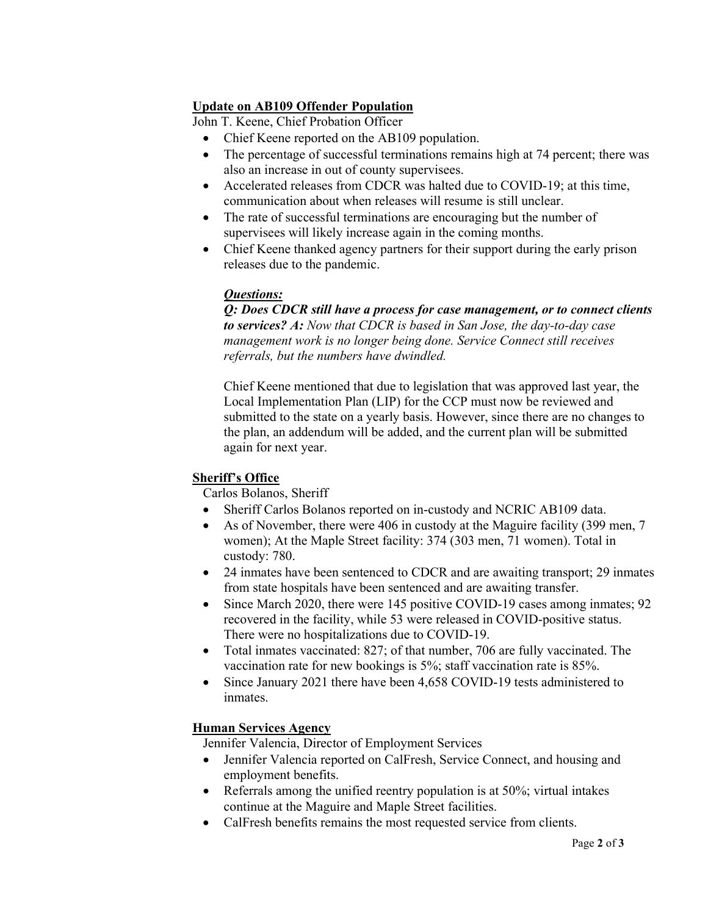**Update on AB109 Offender Population**

John T. Keene, Chief Probation Officer

- Chief Keene reported on the AB109 population.
- The percentage of successful terminations remains high at 74 percent; there was also an increase in out of county supervisees.
- Accelerated releases from CDCR was halted due to COVID-19; at this time, communication about when releases will resume is still unclear.
- The rate of successful terminations are encouraging but the number of supervisees will likely increase again in the coming months.
- Chief Keene thanked agency partners for their support during the early prison releases due to the pandemic.

***Questions:***

***Q: Does CDCR still have a process for case management, or to connect clients to services? A:*** *Now that CDCR is based in San Jose, the day-to-day case management work is no longer being done. Service Connect still receives referrals, but the numbers have dwindled.*

Chief Keene mentioned that due to legislation that was approved last year, the Local Implementation Plan (LIP) for the CCP must now be reviewed and submitted to the state on a yearly basis. However, since there are no changes to the plan, an addendum will be added, and the current plan will be submitted again for next year.

**Sheriff's Office**

Carlos Bolanos, Sheriff

- Sheriff Carlos Bolanos reported on in-custody and NCRIC AB109 data.
- As of November, there were 406 in custody at the Maguire facility (399 men, 7 women); At the Maple Street facility: 374 (303 men, 71 women). Total in custody: 780.
- 24 inmates have been sentenced to CDCR and are awaiting transport; 29 inmates from state hospitals have been sentenced and are awaiting transfer.
- Since March 2020, there were 145 positive COVID-19 cases among inmates; 92 recovered in the facility, while 53 were released in COVID-positive status. There were no hospitalizations due to COVID-19.
- Total inmates vaccinated: 827; of that number, 706 are fully vaccinated. The vaccination rate for new bookings is 5%; staff vaccination rate is 85%.
- Since January 2021 there have been 4,658 COVID-19 tests administered to inmates.

**Human Services Agency**

Jennifer Valencia, Director of Employment Services

- Jennifer Valencia reported on CalFresh, Service Connect, and housing and employment benefits.
- Referrals among the unified reentry population is at 50%; virtual intakes continue at the Maguire and Maple Street facilities.
- CalFresh benefits remains the most requested service from clients.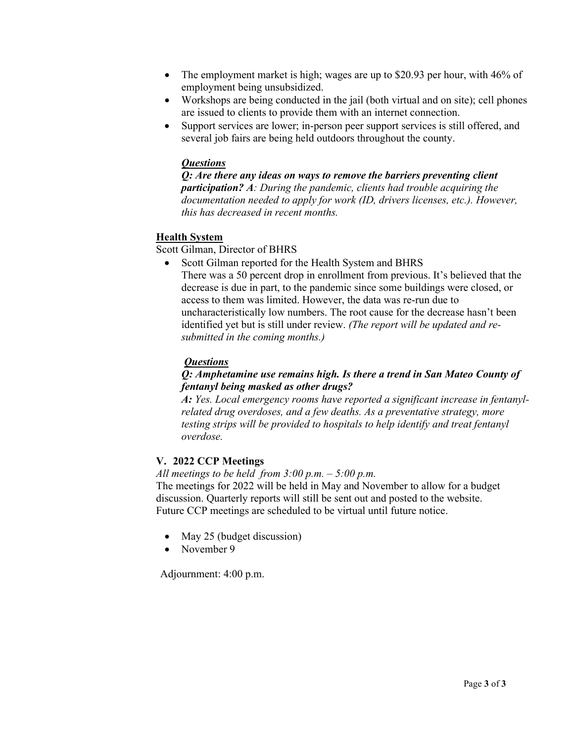- The employment market is high; wages are up to $20.93 per hour, with 46% of employment being unsubsidized.
- Workshops are being conducted in the jail (both virtual and on site); cell phones are issued to clients to provide them with an internet connection.
- Support services are lower; in-person peer support services is still offered, and several job fairs are being held outdoors throughout the county.

***<u>Questions</u>***

***Q: Are there any ideas on ways to remove the barriers preventing client participation? A****: During the pandemic, clients had trouble acquiring the documentation needed to apply for work (ID, drivers licenses, etc.). However, this has decreased in recent months.*

**<u>Health System</u>**

Scott Gilman, Director of BHRS

- Scott Gilman reported for the Health System and BHRS
  There was a 50 percent drop in enrollment from previous. It's believed that the decrease is due in part, to the pandemic since some buildings were closed, or access to them was limited. However, the data was re-run due to uncharacteristically low numbers. The root cause for the decrease hasn't been identified yet but is still under review. *(The report will be updated and re-submitted in the coming months.)*

***<u>Questions</u>***

***Q: Amphetamine use remains high. Is there a trend in San Mateo County of fentanyl being masked as other drugs?***

***A:*** *Yes. Local emergency rooms have reported a significant increase in fentanyl-related drug overdoses, and a few deaths. As a preventative strategy, more testing strips will be provided to hospitals to help identify and treat fentanyl overdose.*

## V. 2022 CCP Meetings

*All meetings to be held from 3:00 p.m. – 5:00 p.m.*

The meetings for 2022 will be held in May and November to allow for a budget discussion. Quarterly reports will still be sent out and posted to the website. Future CCP meetings are scheduled to be virtual until future notice.

- May 25 (budget discussion)
- November 9

Adjournment: 4:00 p.m.